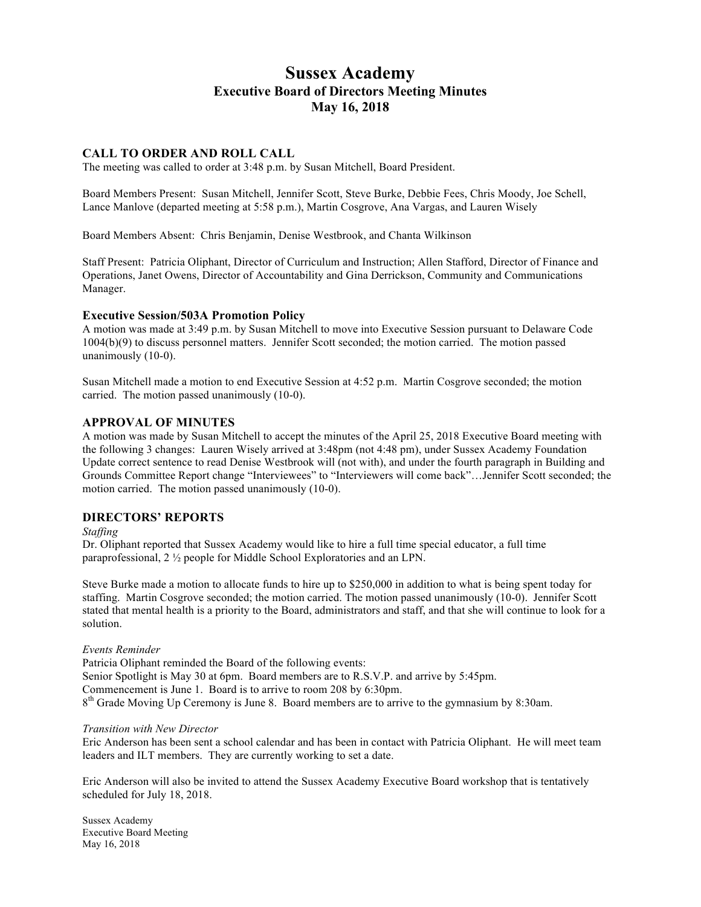# Sussex Academy
## Executive Board of Directors Meeting Minutes
## May 16, 2018

### CALL TO ORDER AND ROLL CALL

The meeting was called to order at 3:48 p.m. by Susan Mitchell, Board President.

Board Members Present: Susan Mitchell, Jennifer Scott, Steve Burke, Debbie Fees, Chris Moody, Joe Schell, Lance Manlove (departed meeting at 5:58 p.m.), Martin Cosgrove, Ana Vargas, and Lauren Wisely

Board Members Absent: Chris Benjamin, Denise Westbrook, and Chanta Wilkinson

Staff Present: Patricia Oliphant, Director of Curriculum and Instruction; Allen Stafford, Director of Finance and Operations, Janet Owens, Director of Accountability and Gina Derrickson, Community and Communications Manager.

#### Executive Session/503A Promotion Policy

A motion was made at 3:49 p.m. by Susan Mitchell to move into Executive Session pursuant to Delaware Code 1004(b)(9) to discuss personnel matters. Jennifer Scott seconded; the motion carried. The motion passed unanimously (10-0).

Susan Mitchell made a motion to end Executive Session at 4:52 p.m. Martin Cosgrove seconded; the motion carried. The motion passed unanimously (10-0).

### APPROVAL OF MINUTES

A motion was made by Susan Mitchell to accept the minutes of the April 25, 2018 Executive Board meeting with the following 3 changes: Lauren Wisely arrived at 3:48pm (not 4:48 pm), under Sussex Academy Foundation Update correct sentence to read Denise Westbrook will (not with), and under the fourth paragraph in Building and Grounds Committee Report change "Interviewees" to "Interviewers will come back"…Jennifer Scott seconded; the motion carried. The motion passed unanimously (10-0).

### DIRECTORS' REPORTS

*Staffing*

Dr. Oliphant reported that Sussex Academy would like to hire a full time special educator, a full time paraprofessional, 2 ½ people for Middle School Exploratories and an LPN.

Steve Burke made a motion to allocate funds to hire up to $250,000 in addition to what is being spent today for staffing. Martin Cosgrove seconded; the motion carried. The motion passed unanimously (10-0). Jennifer Scott stated that mental health is a priority to the Board, administrators and staff, and that she will continue to look for a solution.

*Events Reminder*

Patricia Oliphant reminded the Board of the following events:
Senior Spotlight is May 30 at 6pm. Board members are to R.S.V.P. and arrive by 5:45pm.
Commencement is June 1. Board is to arrive to room 208 by 6:30pm.
8th Grade Moving Up Ceremony is June 8. Board members are to arrive to the gymnasium by 8:30am.

*Transition with New Director*

Eric Anderson has been sent a school calendar and has been in contact with Patricia Oliphant. He will meet team leaders and ILT members. They are currently working to set a date.

Eric Anderson will also be invited to attend the Sussex Academy Executive Board workshop that is tentatively scheduled for July 18, 2018.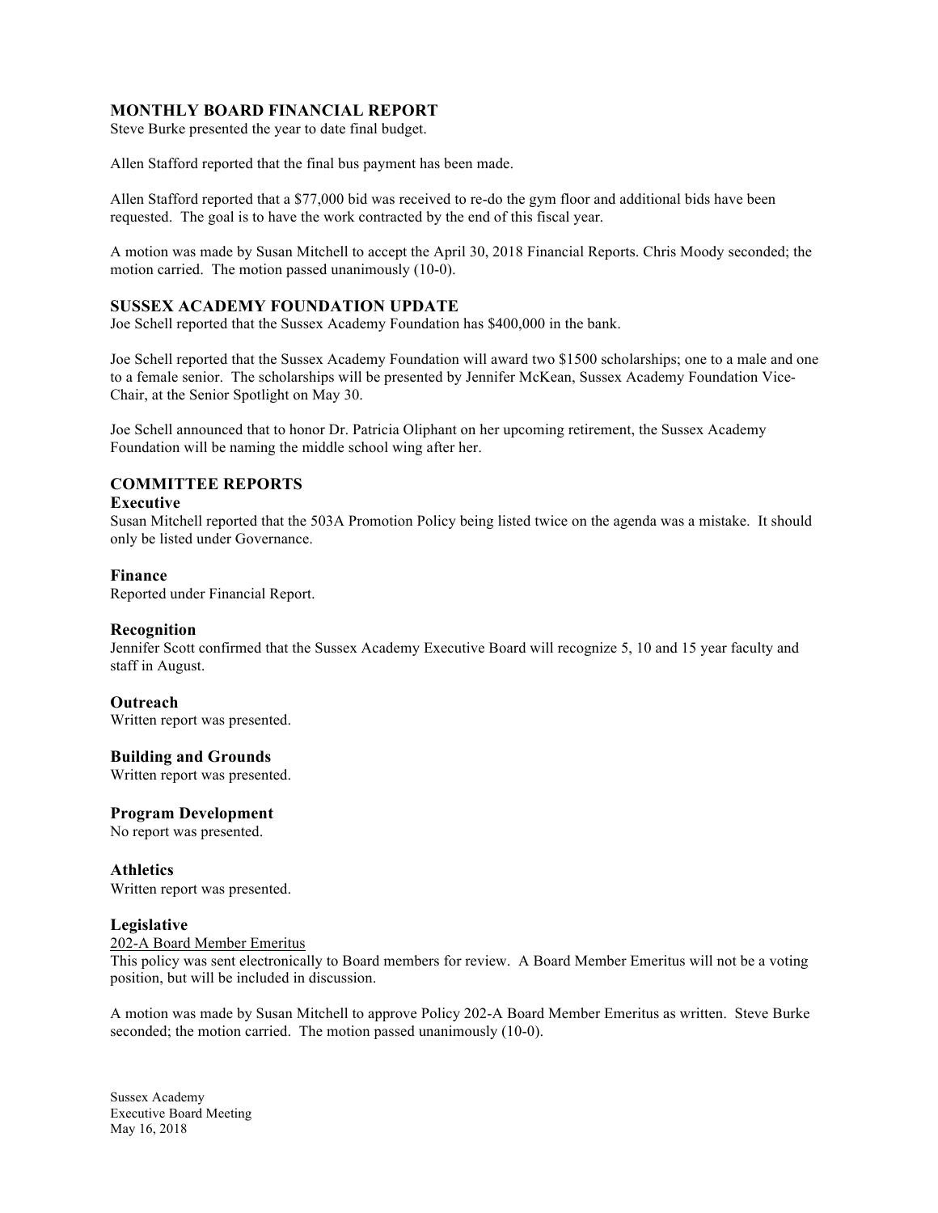## MONTHLY BOARD FINANCIAL REPORT

Steve Burke presented the year to date final budget.

Allen Stafford reported that the final bus payment has been made.

Allen Stafford reported that a $77,000 bid was received to re-do the gym floor and additional bids have been requested. The goal is to have the work contracted by the end of this fiscal year.

A motion was made by Susan Mitchell to accept the April 30, 2018 Financial Reports. Chris Moody seconded; the motion carried. The motion passed unanimously (10-0).

## SUSSEX ACADEMY FOUNDATION UPDATE

Joe Schell reported that the Sussex Academy Foundation has $400,000 in the bank.

Joe Schell reported that the Sussex Academy Foundation will award two $1500 scholarships; one to a male and one to a female senior. The scholarships will be presented by Jennifer McKean, Sussex Academy Foundation Vice-Chair, at the Senior Spotlight on May 30.

Joe Schell announced that to honor Dr. Patricia Oliphant on her upcoming retirement, the Sussex Academy Foundation will be naming the middle school wing after her.

## COMMITTEE REPORTS

### Executive

Susan Mitchell reported that the 503A Promotion Policy being listed twice on the agenda was a mistake. It should only be listed under Governance.

### Finance

Reported under Financial Report.

### Recognition

Jennifer Scott confirmed that the Sussex Academy Executive Board will recognize 5, 10 and 15 year faculty and staff in August.

### Outreach

Written report was presented.

### Building and Grounds

Written report was presented.

### Program Development

No report was presented.

### Athletics

Written report was presented.

### Legislative

202-A Board Member Emeritus

This policy was sent electronically to Board members for review. A Board Member Emeritus will not be a voting position, but will be included in discussion.

A motion was made by Susan Mitchell to approve Policy 202-A Board Member Emeritus as written. Steve Burke seconded; the motion carried. The motion passed unanimously (10-0).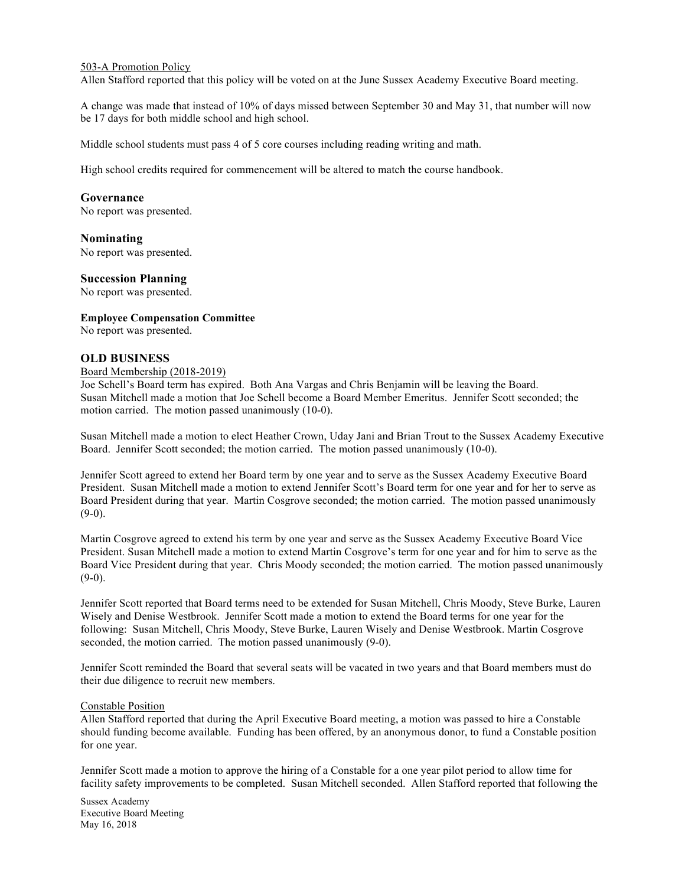503-A Promotion Policy

Allen Stafford reported that this policy will be voted on at the June Sussex Academy Executive Board meeting.

A change was made that instead of 10% of days missed between September 30 and May 31, that number will now be 17 days for both middle school and high school.

Middle school students must pass 4 of 5 core courses including reading writing and math.

High school credits required for commencement will be altered to match the course handbook.

### Governance

No report was presented.

### Nominating

No report was presented.

### Succession Planning

No report was presented.

**Employee Compensation Committee**

No report was presented.

## OLD BUSINESS

Board Membership (2018-2019)

Joe Schell's Board term has expired. Both Ana Vargas and Chris Benjamin will be leaving the Board. Susan Mitchell made a motion that Joe Schell become a Board Member Emeritus. Jennifer Scott seconded; the motion carried. The motion passed unanimously (10-0).

Susan Mitchell made a motion to elect Heather Crown, Uday Jani and Brian Trout to the Sussex Academy Executive Board. Jennifer Scott seconded; the motion carried. The motion passed unanimously (10-0).

Jennifer Scott agreed to extend her Board term by one year and to serve as the Sussex Academy Executive Board President. Susan Mitchell made a motion to extend Jennifer Scott's Board term for one year and for her to serve as Board President during that year. Martin Cosgrove seconded; the motion carried. The motion passed unanimously (9-0).

Martin Cosgrove agreed to extend his term by one year and serve as the Sussex Academy Executive Board Vice President. Susan Mitchell made a motion to extend Martin Cosgrove's term for one year and for him to serve as the Board Vice President during that year. Chris Moody seconded; the motion carried. The motion passed unanimously (9-0).

Jennifer Scott reported that Board terms need to be extended for Susan Mitchell, Chris Moody, Steve Burke, Lauren Wisely and Denise Westbrook. Jennifer Scott made a motion to extend the Board terms for one year for the following: Susan Mitchell, Chris Moody, Steve Burke, Lauren Wisely and Denise Westbrook. Martin Cosgrove seconded, the motion carried. The motion passed unanimously (9-0).

Jennifer Scott reminded the Board that several seats will be vacated in two years and that Board members must do their due diligence to recruit new members.

Constable Position

Allen Stafford reported that during the April Executive Board meeting, a motion was passed to hire a Constable should funding become available. Funding has been offered, by an anonymous donor, to fund a Constable position for one year.

Jennifer Scott made a motion to approve the hiring of a Constable for a one year pilot period to allow time for facility safety improvements to be completed. Susan Mitchell seconded. Allen Stafford reported that following the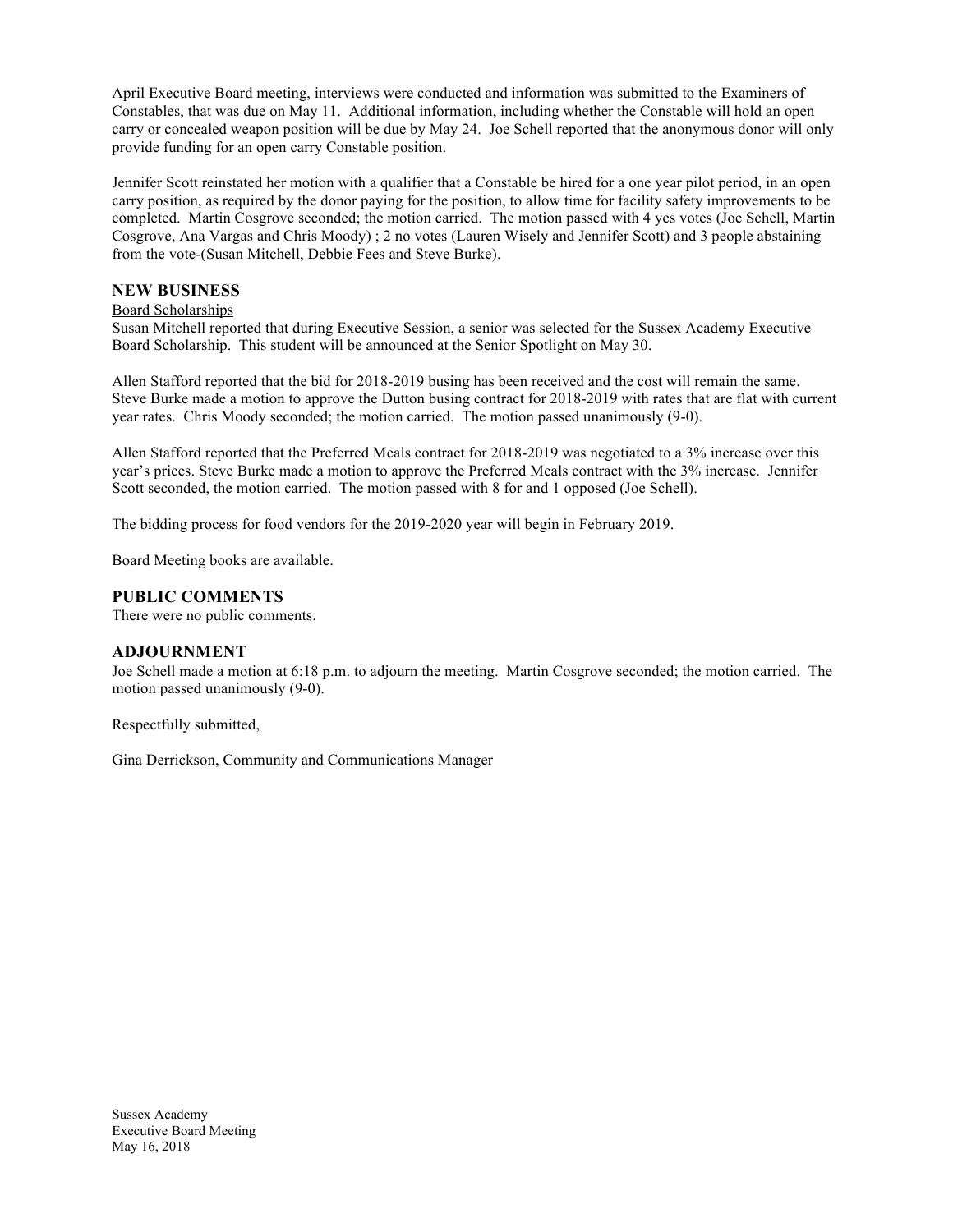April Executive Board meeting, interviews were conducted and information was submitted to the Examiners of Constables, that was due on May 11. Additional information, including whether the Constable will hold an open carry or concealed weapon position will be due by May 24. Joe Schell reported that the anonymous donor will only provide funding for an open carry Constable position.

Jennifer Scott reinstated her motion with a qualifier that a Constable be hired for a one year pilot period, in an open carry position, as required by the donor paying for the position, to allow time for facility safety improvements to be completed. Martin Cosgrove seconded; the motion carried. The motion passed with 4 yes votes (Joe Schell, Martin Cosgrove, Ana Vargas and Chris Moody) ; 2 no votes (Lauren Wisely and Jennifer Scott) and 3 people abstaining from the vote-(Susan Mitchell, Debbie Fees and Steve Burke).

## NEW BUSINESS

Board Scholarships

Susan Mitchell reported that during Executive Session, a senior was selected for the Sussex Academy Executive Board Scholarship. This student will be announced at the Senior Spotlight on May 30.

Allen Stafford reported that the bid for 2018-2019 busing has been received and the cost will remain the same. Steve Burke made a motion to approve the Dutton busing contract for 2018-2019 with rates that are flat with current year rates. Chris Moody seconded; the motion carried. The motion passed unanimously (9-0).

Allen Stafford reported that the Preferred Meals contract for 2018-2019 was negotiated to a 3% increase over this year's prices. Steve Burke made a motion to approve the Preferred Meals contract with the 3% increase. Jennifer Scott seconded, the motion carried. The motion passed with 8 for and 1 opposed (Joe Schell).

The bidding process for food vendors for the 2019-2020 year will begin in February 2019.

Board Meeting books are available.

## PUBLIC COMMENTS

There were no public comments.

## ADJOURNMENT

Joe Schell made a motion at 6:18 p.m. to adjourn the meeting. Martin Cosgrove seconded; the motion carried. The motion passed unanimously (9-0).

Respectfully submitted,

Gina Derrickson, Community and Communications Manager